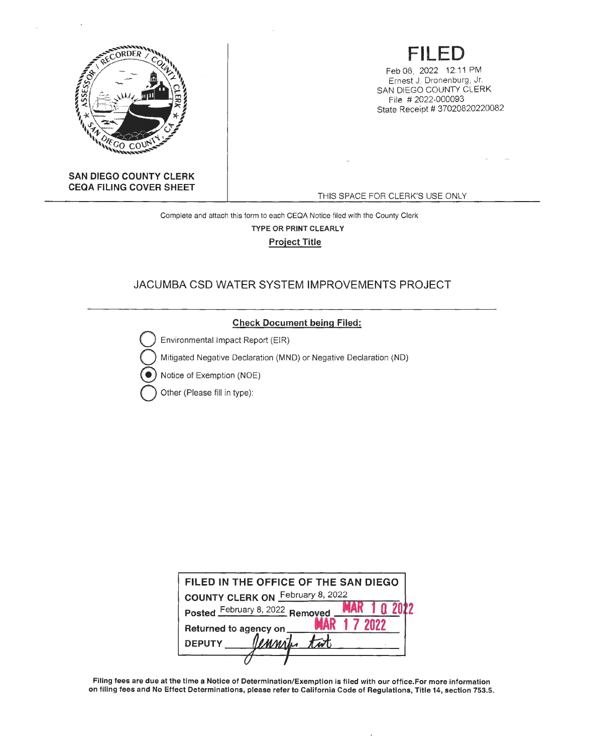**SAN DIEGO COUNTY CLERK**
**CEQA FILING COVER SHEET**

# FILED

Feb 08, 2022 12:11 PM
Ernest J. Dronenburg, Jr.
SAN DIEGO COUNTY CLERK
File # 2022-000093
State Receipt # 37020820220082

THIS SPACE FOR CLERK'S USE ONLY

Complete and attach this form to each CEQA Notice filed with the County Clerk

**TYPE OR PRINT CLEARLY**

**Project Title**

JACUMBA CSD WATER SYSTEM IMPROVEMENTS PROJECT

**Check Document being Filed:**

- ○ Environmental Impact Report (EIR)
- ○ Mitigated Negative Declaration (MND) or Negative Declaration (ND)
- ● Notice of Exemption (NOE)
- ○ Other (Please fill in type):

**FILED IN THE OFFICE OF THE SAN DIEGO COUNTY CLERK ON** February 8, 2022

**Posted** February 8, 2022 **Removed** MAR 10 2022

**Returned to agency on** MAR 17 2022

**DEPUTY** Jennifer Tart

**Filing fees are due at the time a Notice of Determination/Exemption is filed with our office. For more information on filing fees and No Effect Determinations, please refer to California Code of Regulations, Title 14, section 753.5.**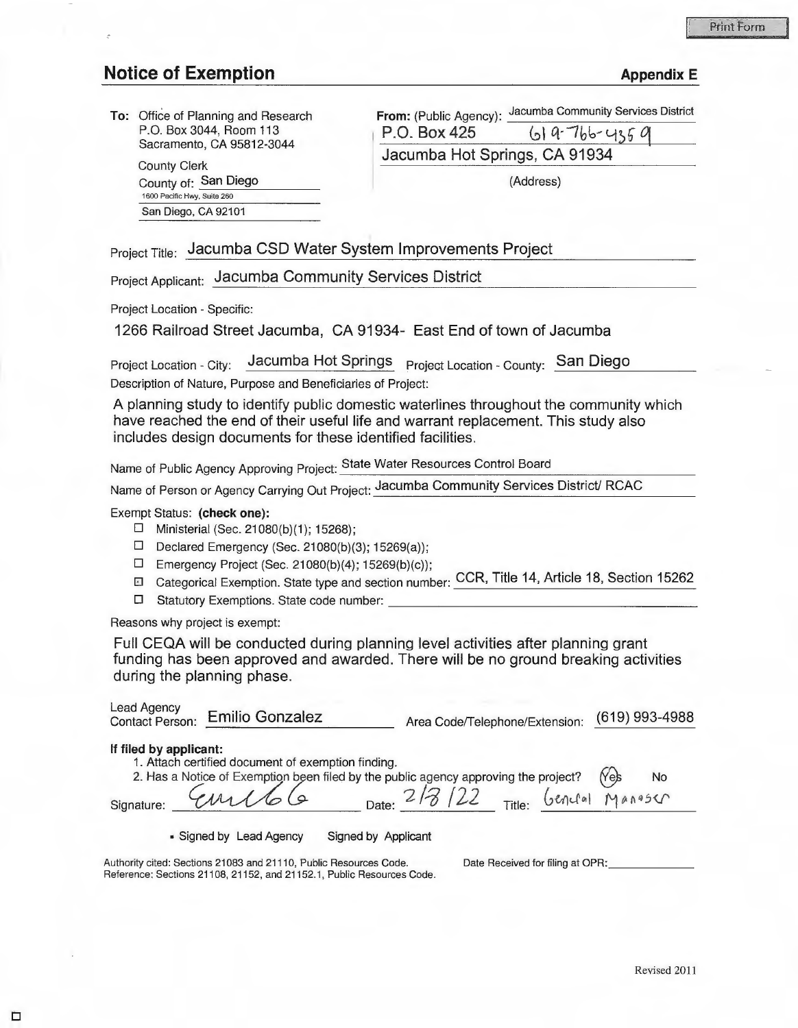Print Form

# Notice of Exemption

**Appendix E**

**To:** Office of Planning and Research
P.O. Box 3044, Room 113
Sacramento, CA 95812-3044

County Clerk
County of: San Diego
1600 Pacific Hwy, Suite 260
San Diego, CA 92101

**From:** (Public Agency): Jacumba Community Services District
P.O. Box 425 619-766-4359
Jacumba Hot Springs, CA 91934
(Address)

Project Title: Jacumba CSD Water System Improvements Project

Project Applicant: Jacumba Community Services District

Project Location - Specific:

1266 Railroad Street Jacumba, CA 91934- East End of town of Jacumba

Project Location - City: Jacumba Hot Springs Project Location - County: San Diego

Description of Nature, Purpose and Beneficiaries of Project:

A planning study to identify public domestic waterlines throughout the community which have reached the end of their useful life and warrant replacement. This study also includes design documents for these identified facilities.

Name of Public Agency Approving Project: State Water Resources Control Board

Name of Person or Agency Carrying Out Project: Jacumba Community Services District/ RCAC

Exempt Status: **(check one):**

- ☐ Ministerial (Sec. 21080(b)(1); 15268);
- ☐ Declared Emergency (Sec. 21080(b)(3); 15269(a));
- ☐ Emergency Project (Sec. 21080(b)(4); 15269(b)(c));
- ☒ Categorical Exemption. State type and section number: CCR, Title 14, Article 18, Section 15262
- ☐ Statutory Exemptions. State code number:

Reasons why project is exempt:

Full CEQA will be conducted during planning level activities after planning grant funding has been approved and awarded. There will be no ground breaking activities during the planning phase.

Lead Agency Contact Person: Emilio Gonzalez Area Code/Telephone/Extension: (619) 993-4988

**If filed by applicant:**

1. Attach certified document of exemption finding.
2. Has a Notice of Exemption been filed by the public agency approving the project? (Yes) No

Signature: Emilio G Date: 2/3/22 Title: General Manager

- Signed by Lead Agency Signed by Applicant

Authority cited: Sections 21083 and 21110, Public Resources Code.
Reference: Sections 21108, 21152, and 21152.1, Public Resources Code.

Date Received for filing at OPR:

Revised 2011